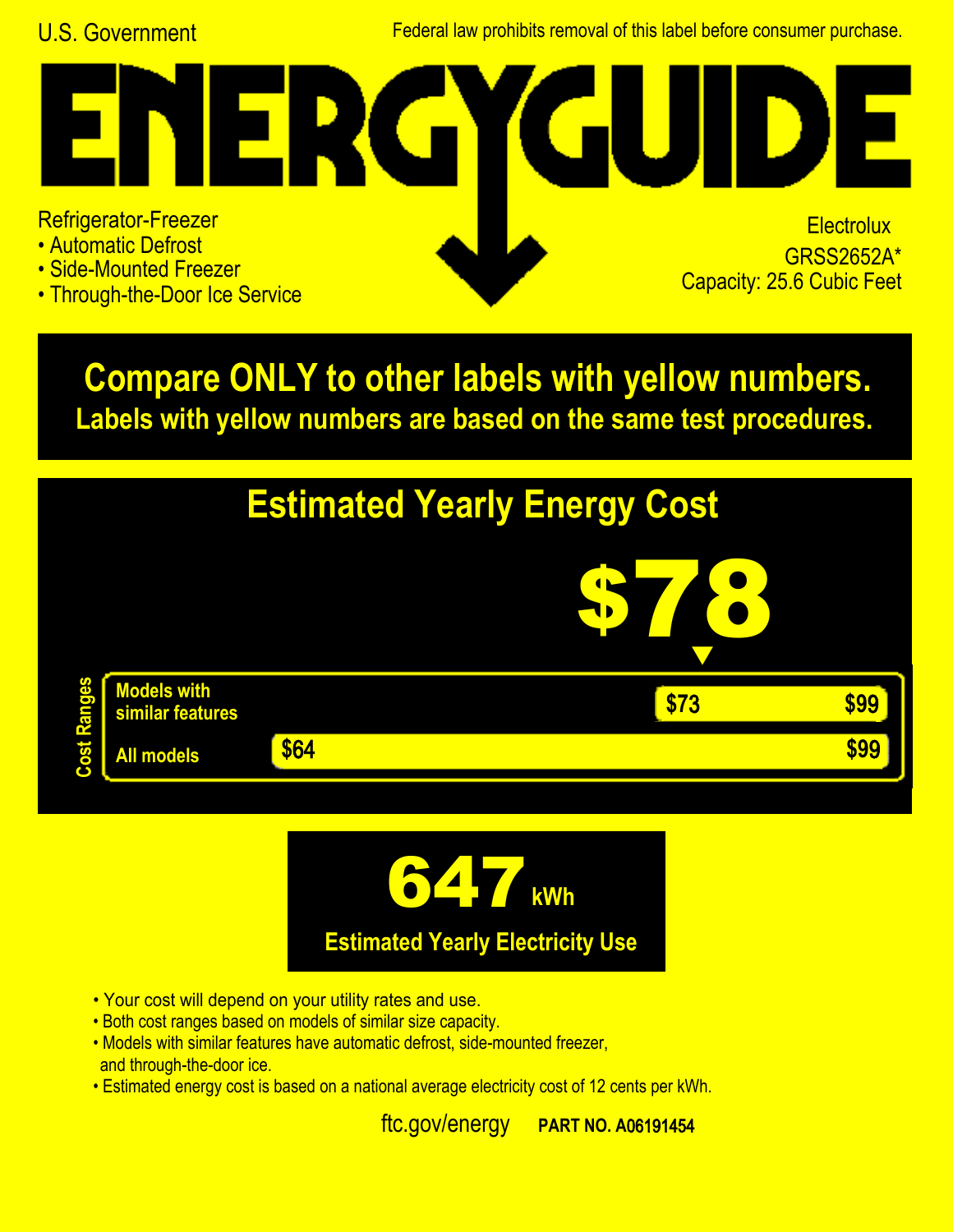U.S. Government

Federal law prohibits removal of this label before consumer purchase.

# ENERGYGUIDE

Refrigerator-Freezer
- Automatic Defrost
- Side-Mounted Freezer
- Through-the-Door Ice Service

Electrolux
GRSS2652A*
Capacity: 25.6 Cubic Feet

## Compare ONLY to other labels with yellow numbers.

**Labels with yellow numbers are based on the same test procedures.**

## Estimated Yearly Energy Cost

# $78

**Cost Ranges**

| | Low | High |
|---|---|---|
| Models with similar features | $73 | $99 |
| All models | $64 | $99 |

# 647 kWh

**Estimated Yearly Electricity Use**

- Your cost will depend on your utility rates and use.
- Both cost ranges based on models of similar size capacity.
- Models with similar features have automatic defrost, side-mounted freezer, and through-the-door ice.
- Estimated energy cost is based on a national average electricity cost of 12 cents per kWh.

ftc.gov/energy **PART NO. A06191454**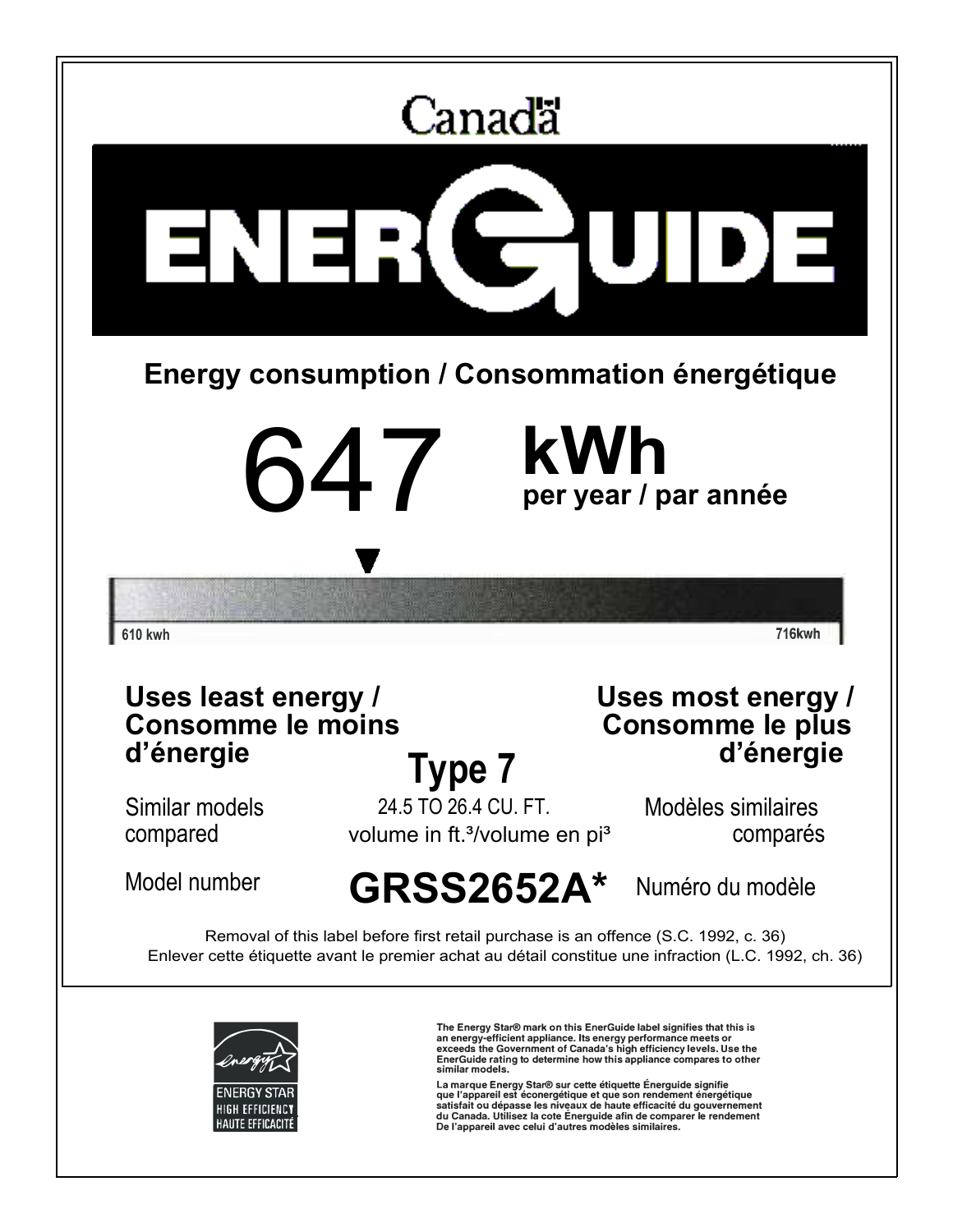Canada

# ENERGUIDE

**Energy consumption / Consommation énergétique**

# 647 kWh

**per year / par année**

610 kwh

716kwh

**Uses least energy / Consomme le moins d'énergie**

**Uses most energy / Consomme le plus d'énergie**

## Type 7

Similar models compared

24.5 TO 26.4 CU. FT.
volume in ft.³/volume en pi³

Modèles similaires comparés

Model number **GRSS2652A*** Numéro du modèle

Removal of this label before first retail purchase is an offence (S.C. 1992, c. 36)
Enlever cette étiquette avant le premier achat au détail constitue une infraction (L.C. 1992, ch. 36)

ENERGY STAR
HIGH EFFICIENCY
HAUTE EFFICACITÉ

**The Energy Star® mark on this EnerGuide label signifies that this is an energy-efficient appliance. Its energy performance meets or exceeds the Government of Canada's high efficiency levels. Use the EnerGuide rating to determine how this appliance compares to other similar models.**

**La marque Energy Star® sur cette étiquette Énerguide signifie que l'appareil est éconergétique et que son rendement énergétique satisfait ou dépasse les niveaux de haute efficacité du gouvernement du Canada. Utilisez la cote Énerguide afin de comparer le rendement De l'appareil avec celui d'autres modèles similaires.**